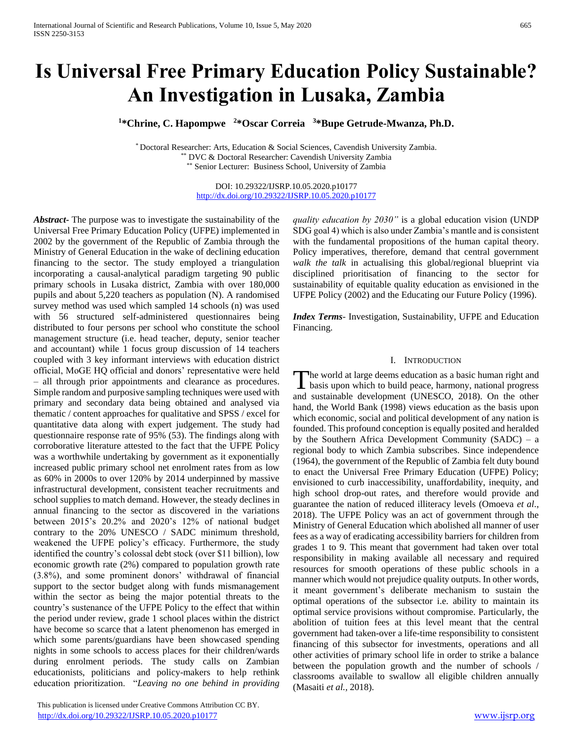# Is Universal Free Primary Education Policy Sustainable? An Investigation in Lusaka, Zambia

**[1]\*Chrine, C. Hapompwe [2]\*Oscar Correia [3]\*Bupe Getrude-Mwanza, Ph.D.**

\* Doctoral Researcher: Arts, Education & Social Sciences, Cavendish University Zambia.
\*\* DVC & Doctoral Researcher: Cavendish University Zambia
\*\* Senior Lecturer: Business School, University of Zambia

DOI: 10.29322/IJSRP.10.05.2020.p10177
http://dx.doi.org/10.29322/IJSRP.10.05.2020.p10177

***Abstract*-** The purpose was to investigate the sustainability of the Universal Free Primary Education Policy (UFPE) implemented in 2002 by the government of the Republic of Zambia through the Ministry of General Education in the wake of declining education financing to the sector. The study employed a triangulation incorporating a causal-analytical paradigm targeting 90 public primary schools in Lusaka district, Zambia with over 180,000 pupils and about 5,220 teachers as population (N). A randomised survey method was used which sampled 14 schools (n) was used with 56 structured self-administered questionnaires being distributed to four persons per school who constitute the school management structure (i.e. head teacher, deputy, senior teacher and accountant) while 1 focus group discussion of 14 teachers coupled with 3 key informant interviews with education district official, MoGE HQ official and donors' representative were held – all through prior appointments and clearance as procedures. Simple random and purposive sampling techniques were used with primary and secondary data being obtained and analysed via thematic / content approaches for qualitative and SPSS / excel for quantitative data along with expert judgement. The study had questionnaire response rate of 95% (53). The findings along with corroborative literature attested to the fact that the UFPE Policy was a worthwhile undertaking by government as it exponentially increased public primary school net enrolment rates from as low as 60% in 2000s to over 120% by 2014 underpinned by massive infrastructural development, consistent teacher recruitments and school supplies to match demand. However, the steady declines in annual financing to the sector as discovered in the variations between 2015's 20.2% and 2020's 12% of national budget contrary to the 20% UNESCO / SADC minimum threshold, weakened the UFPE policy's efficacy. Furthermore, the study identified the country's colossal debt stock (over $11 billion), low economic growth rate (2%) compared to population growth rate (3.8%), and some prominent donors' withdrawal of financial support to the sector budget along with funds mismanagement within the sector as being the major potential threats to the country's sustenance of the UFPE Policy to the effect that within the period under review, grade 1 school places within the district have become so scarce that a latent phenomenon has emerged in which some parents/guardians have been showcased spending nights in some schools to access places for their children/wards during enrolment periods. The study calls on Zambian educationists, politicians and policy-makers to help rethink education prioritization. "*Leaving no one behind in providing quality education by 2030"* is a global education vision (UNDP SDG goal 4) which is also under Zambia's mantle and is consistent with the fundamental propositions of the human capital theory. Policy imperatives, therefore, demand that central government *walk the talk* in actualising this global/regional blueprint via disciplined prioritisation of financing to the sector for sustainability of equitable quality education as envisioned in the UFPE Policy (2002) and the Educating our Future Policy (1996).

***Index Terms*-** Investigation, Sustainability, UFPE and Education Financing.

## I. Introduction

The world at large deems education as a basic human right and basis upon which to build peace, harmony, national progress and sustainable development (UNESCO, 2018). On the other hand, the World Bank (1998) views education as the basis upon which economic, social and political development of any nation is founded. This profound conception is equally posited and heralded by the Southern Africa Development Community (SADC) – a regional body to which Zambia subscribes. Since independence (1964), the government of the Republic of Zambia felt duty bound to enact the Universal Free Primary Education (UFPE) Policy; envisioned to curb inaccessibility, unaffordability, inequity, and high school drop-out rates, and therefore would provide and guarantee the nation of reduced illiteracy levels (Omoeva *et al*., 2018). The UFPE Policy was an act of government through the Ministry of General Education which abolished all manner of user fees as a way of eradicating accessibility barriers for children from grades 1 to 9. This meant that government had taken over total responsibility in making available all necessary and required resources for smooth operations of these public schools in a manner which would not prejudice quality outputs. In other words, it meant government's deliberate mechanism to sustain the optimal operations of the subsector i.e. ability to maintain its optimal service provisions without compromise. Particularly, the abolition of tuition fees at this level meant that the central government had taken-over a life-time responsibility to consistent financing of this subsector for investments, operations and all other activities of primary school life in order to strike a balance between the population growth and the number of schools / classrooms available to swallow all eligible children annually (Masaiti *et al.,* 2018).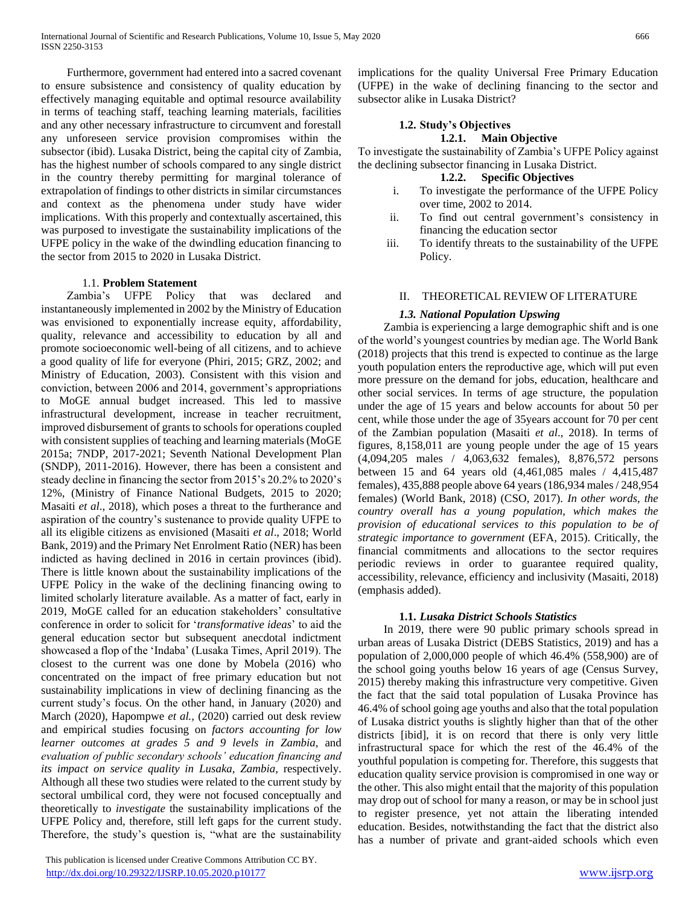Furthermore, government had entered into a sacred covenant to ensure subsistence and consistency of quality education by effectively managing equitable and optimal resource availability in terms of teaching staff, teaching learning materials, facilities and any other necessary infrastructure to circumvent and forestall any unforeseen service provision compromises within the subsector (ibid). Lusaka District, being the capital city of Zambia, has the highest number of schools compared to any single district in the country thereby permitting for marginal tolerance of extrapolation of findings to other districts in similar circumstances and context as the phenomena under study have wider implications. With this properly and contextually ascertained, this was purposed to investigate the sustainability implications of the UFPE policy in the wake of the dwindling education financing to the sector from 2015 to 2020 in Lusaka District.

### 1.1. **Problem Statement**

Zambia's UFPE Policy that was declared and instantaneously implemented in 2002 by the Ministry of Education was envisioned to exponentially increase equity, affordability, quality, relevance and accessibility to education by all and promote socioeconomic well-being of all citizens, and to achieve a good quality of life for everyone (Phiri, 2015; GRZ, 2002; and Ministry of Education, 2003). Consistent with this vision and conviction, between 2006 and 2014, government's appropriations to MoGE annual budget increased. This led to massive infrastructural development, increase in teacher recruitment, improved disbursement of grants to schools for operations coupled with consistent supplies of teaching and learning materials (MoGE 2015a; 7NDP, 2017-2021; Seventh National Development Plan (SNDP), 2011-2016). However, there has been a consistent and steady decline in financing the sector from 2015's 20.2% to 2020's 12%, (Ministry of Finance National Budgets, 2015 to 2020; Masaiti *et al*., 2018), which poses a threat to the furtherance and aspiration of the country's sustenance to provide quality UFPE to all its eligible citizens as envisioned (Masaiti *et al*., 2018; World Bank, 2019) and the Primary Net Enrolment Ratio (NER) has been indicted as having declined in 2016 in certain provinces (ibid). There is little known about the sustainability implications of the UFPE Policy in the wake of the declining financing owing to limited scholarly literature available. As a matter of fact, early in 2019, MoGE called for an education stakeholders' consultative conference in order to solicit for '*transformative ideas*' to aid the general education sector but subsequent anecdotal indictment showcased a flop of the 'Indaba' (Lusaka Times, April 2019). The closest to the current was one done by Mobela (2016) who concentrated on the impact of free primary education but not sustainability implications in view of declining financing as the current study's focus. On the other hand, in January (2020) and March (2020), Hapompwe *et al.,* (2020) carried out desk review and empirical studies focusing on *factors accounting for low learner outcomes at grades 5 and 9 levels in Zambia*, and *evaluation of public secondary schools' education financing and its impact on service quality in Lusaka, Zambia,* respectively. Although all these two studies were related to the current study by sectoral umbilical cord, they were not focused conceptually and theoretically to *investigate* the sustainability implications of the UFPE Policy and, therefore, still left gaps for the current study. Therefore, the study's question is, "what are the sustainability implications for the quality Universal Free Primary Education (UFPE) in the wake of declining financing to the sector and subsector alike in Lusaka District?

### 1.2. Study's Objectives

#### 1.2.1. Main Objective

To investigate the sustainability of Zambia's UFPE Policy against the declining subsector financing in Lusaka District.

#### 1.2.2. Specific Objectives

i. To investigate the performance of the UFPE Policy over time, 2002 to 2014.
ii. To find out central government's consistency in financing the education sector
iii. To identify threats to the sustainability of the UFPE Policy.

## II. THEORETICAL REVIEW OF LITERATURE

### *1.3. National Population Upswing*

Zambia is experiencing a large demographic shift and is one of the world's youngest countries by median age. The World Bank (2018) projects that this trend is expected to continue as the large youth population enters the reproductive age, which will put even more pressure on the demand for jobs, education, healthcare and other social services. In terms of age structure, the population under the age of 15 years and below accounts for about 50 per cent, while those under the age of 35years account for 70 per cent of the Zambian population (Masaiti *et al*., 2018). In terms of figures, 8,158,011 are young people under the age of 15 years (4,094,205 males / 4,063,632 females), 8,876,572 persons between 15 and 64 years old (4,461,085 males / 4,415,487 females), 435,888 people above 64 years (186,934 males / 248,954 females) (World Bank, 2018) (CSO, 2017). *In other words, the country overall has a young population, which makes the provision of educational services to this population to be of strategic importance to government* (EFA, 2015). Critically, the financial commitments and allocations to the sector requires periodic reviews in order to guarantee required quality, accessibility, relevance, efficiency and inclusivity (Masaiti, 2018) (emphasis added).

### 1.1. *Lusaka District Schools Statistics*

In 2019, there were 90 public primary schools spread in urban areas of Lusaka District (DEBS Statistics, 2019) and has a population of 2,000,000 people of which 46.4% (558,900) are of the school going youths below 16 years of age (Census Survey, 2015) thereby making this infrastructure very competitive. Given the fact that the said total population of Lusaka Province has 46.4% of school going age youths and also that the total population of Lusaka district youths is slightly higher than that of the other districts [ibid], it is on record that there is only very little infrastructural space for which the rest of the 46.4% of the youthful population is competing for. Therefore, this suggests that education quality service provision is compromised in one way or the other. This also might entail that the majority of this population may drop out of school for many a reason, or may be in school just to register presence, yet not attain the liberating intended education. Besides, notwithstanding the fact that the district also has a number of private and grant-aided schools which even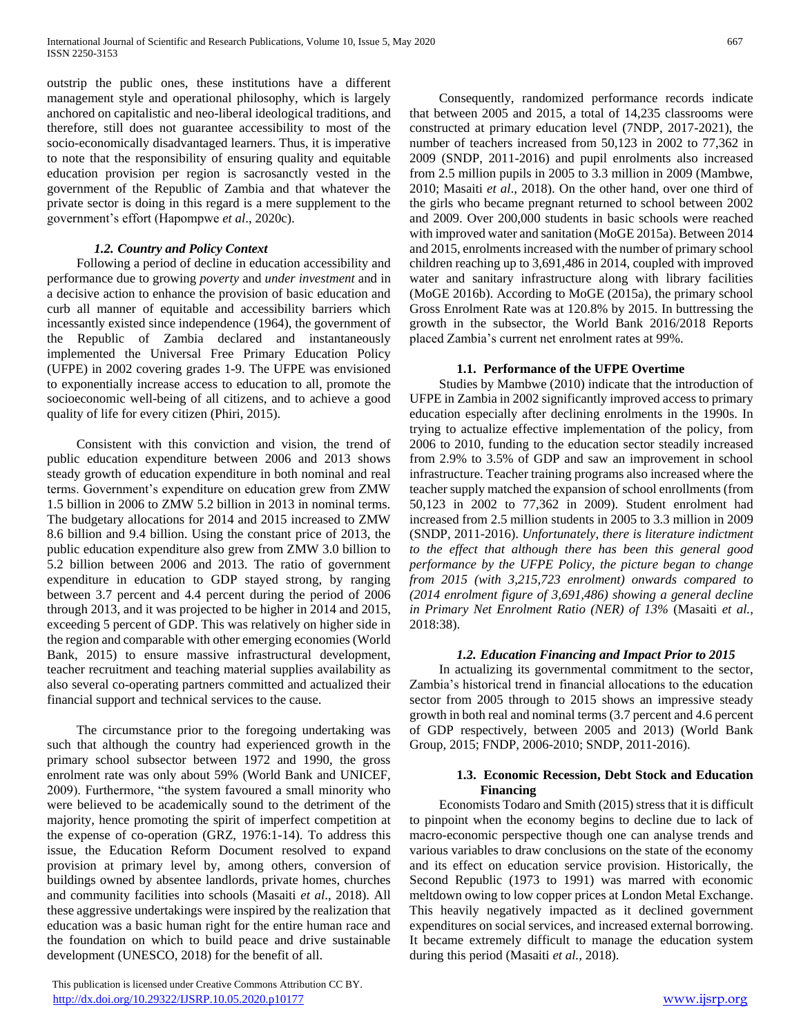outstrip the public ones, these institutions have a different management style and operational philosophy, which is largely anchored on capitalistic and neo-liberal ideological traditions, and therefore, still does not guarantee accessibility to most of the socio-economically disadvantaged learners. Thus, it is imperative to note that the responsibility of ensuring quality and equitable education provision per region is sacrosanctly vested in the government of the Republic of Zambia and that whatever the private sector is doing in this regard is a mere supplement to the government's effort (Hapompwe *et al*., 2020c).

### *1.2. Country and Policy Context*

Following a period of decline in education accessibility and performance due to growing *poverty* and *under investment* and in a decisive action to enhance the provision of basic education and curb all manner of equitable and accessibility barriers which incessantly existed since independence (1964), the government of the Republic of Zambia declared and instantaneously implemented the Universal Free Primary Education Policy (UFPE) in 2002 covering grades 1-9. The UFPE was envisioned to exponentially increase access to education to all, promote the socioeconomic well-being of all citizens, and to achieve a good quality of life for every citizen (Phiri, 2015).

Consistent with this conviction and vision, the trend of public education expenditure between 2006 and 2013 shows steady growth of education expenditure in both nominal and real terms. Government's expenditure on education grew from ZMW 1.5 billion in 2006 to ZMW 5.2 billion in 2013 in nominal terms. The budgetary allocations for 2014 and 2015 increased to ZMW 8.6 billion and 9.4 billion. Using the constant price of 2013, the public education expenditure also grew from ZMW 3.0 billion to 5.2 billion between 2006 and 2013. The ratio of government expenditure in education to GDP stayed strong, by ranging between 3.7 percent and 4.4 percent during the period of 2006 through 2013, and it was projected to be higher in 2014 and 2015, exceeding 5 percent of GDP. This was relatively on higher side in the region and comparable with other emerging economies (World Bank, 2015) to ensure massive infrastructural development, teacher recruitment and teaching material supplies availability as also several co-operating partners committed and actualized their financial support and technical services to the cause.

The circumstance prior to the foregoing undertaking was such that although the country had experienced growth in the primary school subsector between 1972 and 1990, the gross enrolment rate was only about 59% (World Bank and UNICEF, 2009). Furthermore, "the system favoured a small minority who were believed to be academically sound to the detriment of the majority, hence promoting the spirit of imperfect competition at the expense of co-operation (GRZ, 1976:1-14). To address this issue, the Education Reform Document resolved to expand provision at primary level by, among others, conversion of buildings owned by absentee landlords, private homes, churches and community facilities into schools (Masaiti *et al*., 2018). All these aggressive undertakings were inspired by the realization that education was a basic human right for the entire human race and the foundation on which to build peace and drive sustainable development (UNESCO, 2018) for the benefit of all.

Consequently, randomized performance records indicate that between 2005 and 2015, a total of 14,235 classrooms were constructed at primary education level (7NDP, 2017-2021), the number of teachers increased from 50,123 in 2002 to 77,362 in 2009 (SNDP, 2011-2016) and pupil enrolments also increased from 2.5 million pupils in 2005 to 3.3 million in 2009 (Mambwe, 2010; Masaiti *et al*., 2018). On the other hand, over one third of the girls who became pregnant returned to school between 2002 and 2009. Over 200,000 students in basic schools were reached with improved water and sanitation (MoGE 2015a). Between 2014 and 2015, enrolments increased with the number of primary school children reaching up to 3,691,486 in 2014, coupled with improved water and sanitary infrastructure along with library facilities (MoGE 2016b). According to MoGE (2015a), the primary school Gross Enrolment Rate was at 120.8% by 2015. In buttressing the growth in the subsector, the World Bank 2016/2018 Reports placed Zambia's current net enrolment rates at 99%.

### 1.1. Performance of the UFPE Overtime

Studies by Mambwe (2010) indicate that the introduction of UFPE in Zambia in 2002 significantly improved access to primary education especially after declining enrolments in the 1990s. In trying to actualize effective implementation of the policy, from 2006 to 2010, funding to the education sector steadily increased from 2.9% to 3.5% of GDP and saw an improvement in school infrastructure. Teacher training programs also increased where the teacher supply matched the expansion of school enrollments (from 50,123 in 2002 to 77,362 in 2009). Student enrolment had increased from 2.5 million students in 2005 to 3.3 million in 2009 (SNDP, 2011-2016). *Unfortunately, there is literature indictment to the effect that although there has been this general good performance by the UFPE Policy, the picture began to change from 2015 (with 3,215,723 enrolment) onwards compared to (2014 enrolment figure of 3,691,486) showing a general decline in Primary Net Enrolment Ratio (NER) of 13%* (Masaiti *et al.,* 2018:38).

### *1.2. Education Financing and Impact Prior to 2015*

In actualizing its governmental commitment to the sector, Zambia's historical trend in financial allocations to the education sector from 2005 through to 2015 shows an impressive steady growth in both real and nominal terms (3.7 percent and 4.6 percent of GDP respectively, between 2005 and 2013) (World Bank Group, 2015; FNDP, 2006-2010; SNDP, 2011-2016).

### 1.3. Economic Recession, Debt Stock and Education Financing

Economists Todaro and Smith (2015) stress that it is difficult to pinpoint when the economy begins to decline due to lack of macro-economic perspective though one can analyse trends and various variables to draw conclusions on the state of the economy and its effect on education service provision. Historically, the Second Republic (1973 to 1991) was marred with economic meltdown owing to low copper prices at London Metal Exchange. This heavily negatively impacted as it declined government expenditures on social services, and increased external borrowing. It became extremely difficult to manage the education system during this period (Masaiti *et al.,* 2018).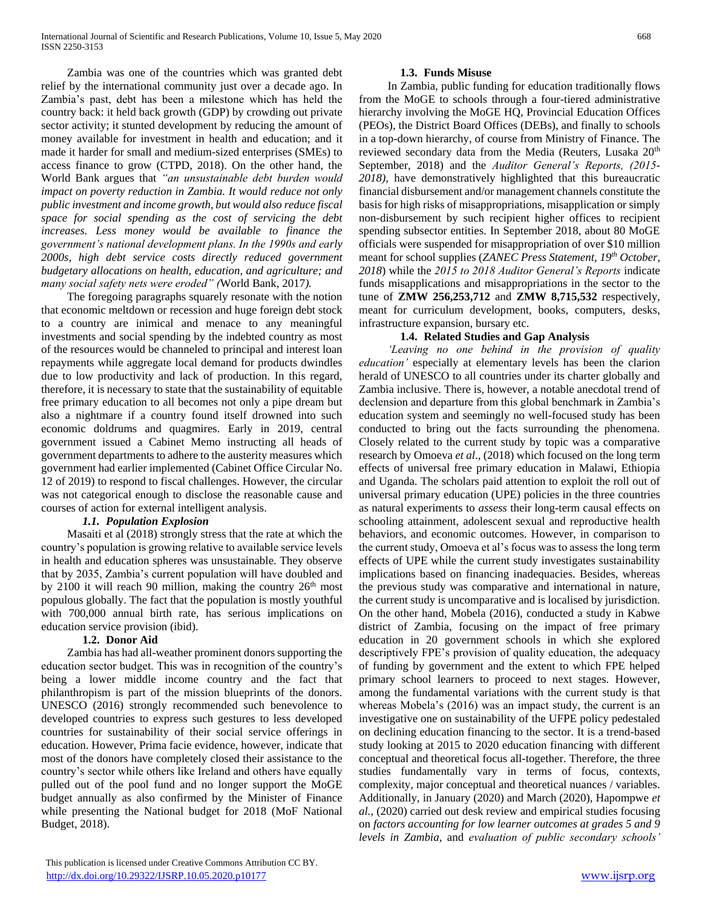Zambia was one of the countries which was granted debt relief by the international community just over a decade ago. In Zambia's past, debt has been a milestone which has held the country back: it held back growth (GDP) by crowding out private sector activity; it stunted development by reducing the amount of money available for investment in health and education; and it made it harder for small and medium-sized enterprises (SMEs) to access finance to grow (CTPD, 2018). On the other hand, the World Bank argues that *"an unsustainable debt burden would impact on poverty reduction in Zambia. It would reduce not only public investment and income growth, but would also reduce fiscal space for social spending as the cost of servicing the debt increases. Less money would be available to finance the government's national development plans. In the 1990s and early 2000s, high debt service costs directly reduced government budgetary allocations on health, education, and agriculture; and many social safety nets were eroded" (*World Bank, 2017*).*

The foregoing paragraphs squarely resonate with the notion that economic meltdown or recession and huge foreign debt stock to a country are inimical and menace to any meaningful investments and social spending by the indebted country as most of the resources would be channeled to principal and interest loan repayments while aggregate local demand for products dwindles due to low productivity and lack of production. In this regard, therefore, it is necessary to state that the sustainability of equitable free primary education to all becomes not only a pipe dream but also a nightmare if a country found itself drowned into such economic doldrums and quagmires. Early in 2019, central government issued a Cabinet Memo instructing all heads of government departments to adhere to the austerity measures which government had earlier implemented (Cabinet Office Circular No. 12 of 2019) to respond to fiscal challenges. However, the circular was not categorical enough to disclose the reasonable cause and courses of action for external intelligent analysis.

### *1.1. Population Explosion*

Masaiti et al (2018) strongly stress that the rate at which the country's population is growing relative to available service levels in health and education spheres was unsustainable. They observe that by 2035, Zambia's current population will have doubled and by 2100 it will reach 90 million, making the country 26th most populous globally. The fact that the population is mostly youthful with 700,000 annual birth rate, has serious implications on education service provision (ibid).

### 1.2. Donor Aid

Zambia has had all-weather prominent donors supporting the education sector budget. This was in recognition of the country's being a lower middle income country and the fact that philanthropism is part of the mission blueprints of the donors. UNESCO (2016) strongly recommended such benevolence to developed countries to express such gestures to less developed countries for sustainability of their social service offerings in education. However, Prima facie evidence, however, indicate that most of the donors have completely closed their assistance to the country's sector while others like Ireland and others have equally pulled out of the pool fund and no longer support the MoGE budget annually as also confirmed by the Minister of Finance while presenting the National budget for 2018 (MoF National Budget, 2018).

### 1.3. Funds Misuse

In Zambia, public funding for education traditionally flows from the MoGE to schools through a four-tiered administrative hierarchy involving the MoGE HQ, Provincial Education Offices (PEOs), the District Board Offices (DEBs), and finally to schools in a top-down hierarchy, of course from Ministry of Finance. The reviewed secondary data from the Media (Reuters, Lusaka 20th September, 2018) and the *Auditor General's Reports, (2015-2018),* have demonstratively highlighted that this bureaucratic financial disbursement and/or management channels constitute the basis for high risks of misappropriations, misapplication or simply non-disbursement by such recipient higher offices to recipient spending subsector entities. In September 2018, about 80 MoGE officials were suspended for misappropriation of over $10 million meant for school supplies (*ZANEC Press Statement, 19th October, 2018*) while the *2015 to 2018 Auditor General's Reports* indicate funds misapplications and misappropriations in the sector to the tune of **ZMW 256,253,712** and **ZMW 8,715,532** respectively, meant for curriculum development, books, computers, desks, infrastructure expansion, bursary etc.

### 1.4. Related Studies and Gap Analysis

*'Leaving no one behind in the provision of quality education'* especially at elementary levels has been the clarion herald of UNESCO to all countries under its charter globally and Zambia inclusive. There is, however, a notable anecdotal trend of declension and departure from this global benchmark in Zambia's education system and seemingly no well-focused study has been conducted to bring out the facts surrounding the phenomena. Closely related to the current study by topic was a comparative research by Omoeva *et al*., (2018) which focused on the long term effects of universal free primary education in Malawi, Ethiopia and Uganda. The scholars paid attention to exploit the roll out of universal primary education (UPE) policies in the three countries as natural experiments to *assess* their long-term causal effects on schooling attainment, adolescent sexual and reproductive health behaviors, and economic outcomes. However, in comparison to the current study, Omoeva et al's focus was to assess the long term effects of UPE while the current study investigates sustainability implications based on financing inadequacies. Besides, whereas the previous study was comparative and international in nature, the current study is uncomparative and is localised by jurisdiction. On the other hand, Mobela (2016), conducted a study in Kabwe district of Zambia, focusing on the impact of free primary education in 20 government schools in which she explored descriptively FPE's provision of quality education, the adequacy of funding by government and the extent to which FPE helped primary school learners to proceed to next stages. However, among the fundamental variations with the current study is that whereas Mobela's (2016) was an impact study, the current is an investigative one on sustainability of the UFPE policy pedestaled on declining education financing to the sector. It is a trend-based study looking at 2015 to 2020 education financing with different conceptual and theoretical focus all-together. Therefore, the three studies fundamentally vary in terms of focus, contexts, complexity, major conceptual and theoretical nuances / variables. Additionally, in January (2020) and March (2020), Hapompwe *et al.,* (2020) carried out desk review and empirical studies focusing on *factors accounting for low learner outcomes at grades 5 and 9 levels in Zambia*, and *evaluation of public secondary schools'*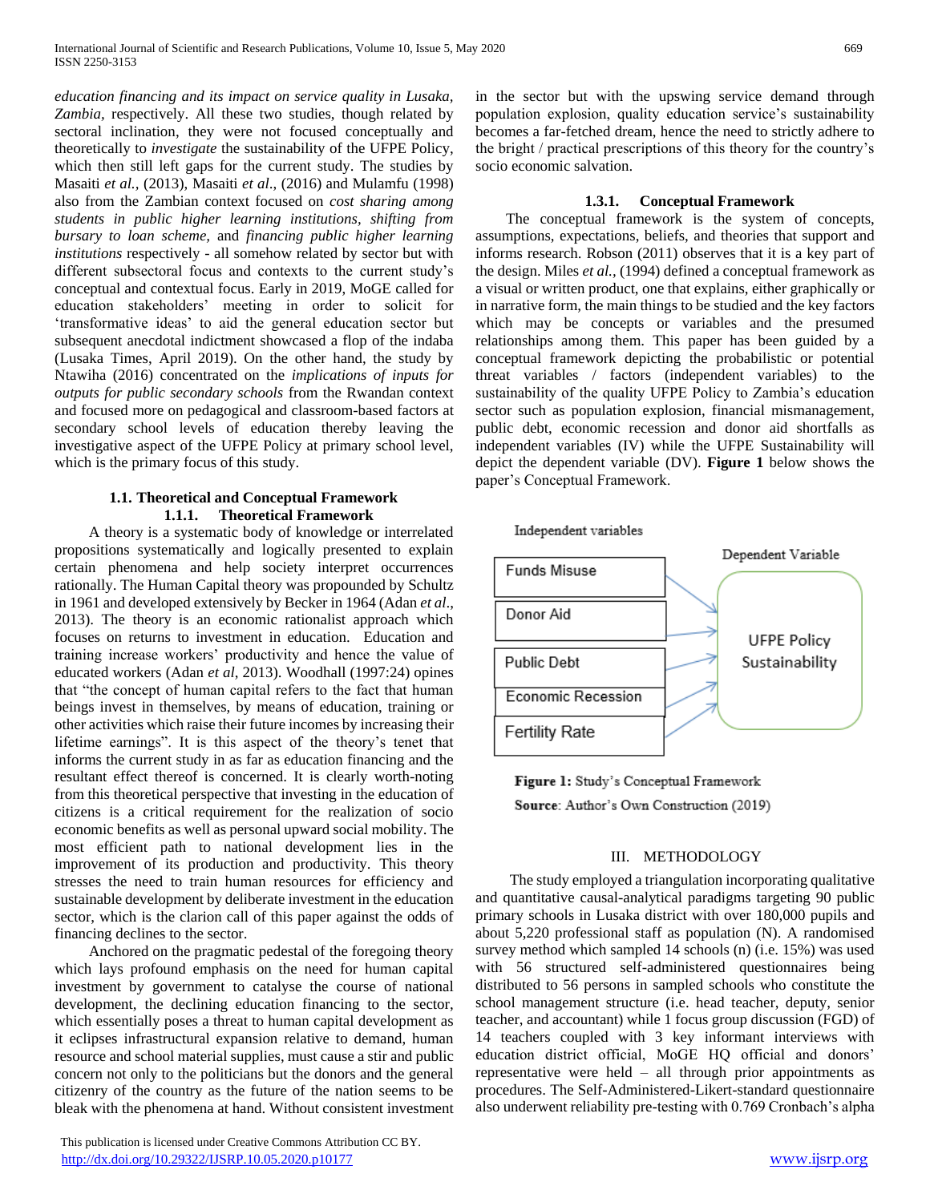*education financing and its impact on service quality in Lusaka, Zambia*, respectively. All these two studies, though related by sectoral inclination, they were not focused conceptually and theoretically to *investigate* the sustainability of the UFPE Policy, which then still left gaps for the current study. The studies by Masaiti *et al.*, (2013), Masaiti *et al*., (2016) and Mulamfu (1998) also from the Zambian context focused on *cost sharing among students in public higher learning institutions, shifting from bursary to loan scheme,* and *financing public higher learning institutions* respectively - all somehow related by sector but with different subsectoral focus and contexts to the current study's conceptual and contextual focus. Early in 2019, MoGE called for education stakeholders' meeting in order to solicit for 'transformative ideas' to aid the general education sector but subsequent anecdotal indictment showcased a flop of the indaba (Lusaka Times, April 2019). On the other hand, the study by Ntawiha (2016) concentrated on the *implications of inputs for outputs for public secondary schools* from the Rwandan context and focused more on pedagogical and classroom-based factors at secondary school levels of education thereby leaving the investigative aspect of the UFPE Policy at primary school level, which is the primary focus of this study.

## 1.1. Theoretical and Conceptual Framework

### 1.1.1. Theoretical Framework

A theory is a systematic body of knowledge or interrelated propositions systematically and logically presented to explain certain phenomena and help society interpret occurrences rationally. The Human Capital theory was propounded by Schultz in 1961 and developed extensively by Becker in 1964 (Adan *et al*., 2013). The theory is an economic rationalist approach which focuses on returns to investment in education. Education and training increase workers' productivity and hence the value of educated workers (Adan *et al*, 2013). Woodhall (1997:24) opines that "the concept of human capital refers to the fact that human beings invest in themselves, by means of education, training or other activities which raise their future incomes by increasing their lifetime earnings". It is this aspect of the theory's tenet that informs the current study in as far as education financing and the resultant effect thereof is concerned. It is clearly worth-noting from this theoretical perspective that investing in the education of citizens is a critical requirement for the realization of socio economic benefits as well as personal upward social mobility. The most efficient path to national development lies in the improvement of its production and productivity. This theory stresses the need to train human resources for efficiency and sustainable development by deliberate investment in the education sector, which is the clarion call of this paper against the odds of financing declines to the sector.

Anchored on the pragmatic pedestal of the foregoing theory which lays profound emphasis on the need for human capital investment by government to catalyse the course of national development, the declining education financing to the sector, which essentially poses a threat to human capital development as it eclipses infrastructural expansion relative to demand, human resource and school material supplies, must cause a stir and public concern not only to the politicians but the donors and the general citizenry of the country as the future of the nation seems to be bleak with the phenomena at hand. Without consistent investment in the sector but with the upswing service demand through population explosion, quality education service's sustainability becomes a far-fetched dream, hence the need to strictly adhere to the bright / practical prescriptions of this theory for the country's socio economic salvation.

### 1.3.1. Conceptual Framework

The conceptual framework is the system of concepts, assumptions, expectations, beliefs, and theories that support and informs research. Robson (2011) observes that it is a key part of the design. Miles *et al.,* (1994) defined a conceptual framework as a visual or written product, one that explains, either graphically or in narrative form, the main things to be studied and the key factors which may be concepts or variables and the presumed relationships among them. This paper has been guided by a conceptual framework depicting the probabilistic or potential threat variables / factors (independent variables) to the sustainability of the quality UFPE Policy to Zambia's education sector such as population explosion, financial mismanagement, public debt, economic recession and donor aid shortfalls as independent variables (IV) while the UFPE Sustainability will depict the dependent variable (DV). **Figure 1** below shows the paper's Conceptual Framework.

Independent variables: Funds Misuse; Donor Aid; Public Debt; Economic Recession; Fertility Rate → Dependent Variable: UFPE Policy Sustainability

**Figure 1:** Study's Conceptual Framework
**Source**: Author's Own Construction (2019)

## III. METHODOLOGY

The study employed a triangulation incorporating qualitative and quantitative causal-analytical paradigms targeting 90 public primary schools in Lusaka district with over 180,000 pupils and about 5,220 professional staff as population (N). A randomised survey method which sampled 14 schools (n) (i.e. 15%) was used with 56 structured self-administered questionnaires being distributed to 56 persons in sampled schools who constitute the school management structure (i.e. head teacher, deputy, senior teacher, and accountant) while 1 focus group discussion (FGD) of 14 teachers coupled with 3 key informant interviews with education district official, MoGE HQ official and donors' representative were held – all through prior appointments as procedures. The Self-Administered-Likert-standard questionnaire also underwent reliability pre-testing with 0.769 Cronbach's alpha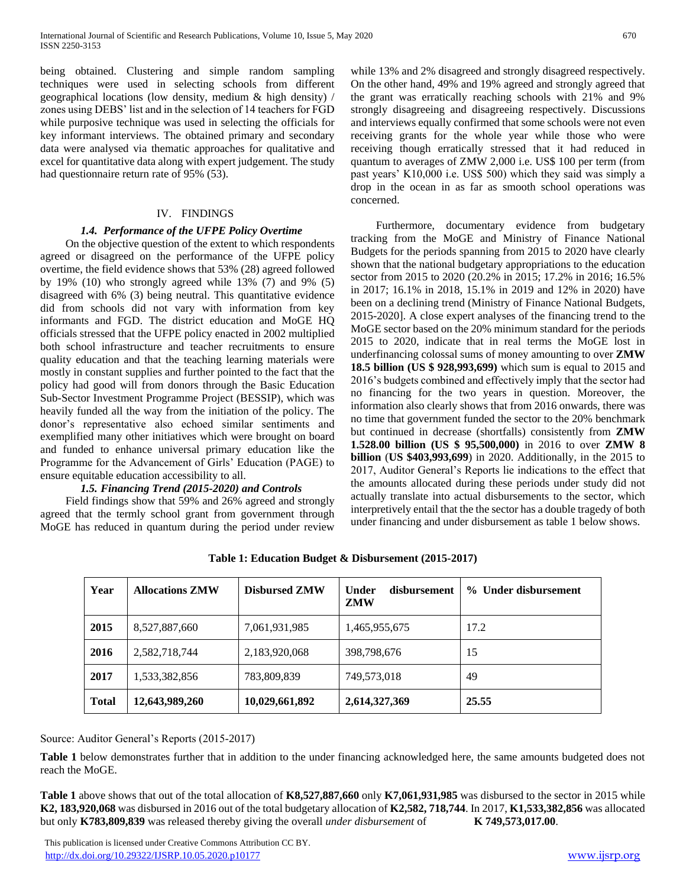being obtained. Clustering and simple random sampling techniques were used in selecting schools from different geographical locations (low density, medium & high density) / zones using DEBS' list and in the selection of 14 teachers for FGD while purposive technique was used in selecting the officials for key informant interviews. The obtained primary and secondary data were analysed via thematic approaches for qualitative and excel for quantitative data along with expert judgement. The study had questionnaire return rate of 95% (53).

## IV. FINDINGS

### *1.4. Performance of the UFPE Policy Overtime*

On the objective question of the extent to which respondents agreed or disagreed on the performance of the UFPE policy overtime, the field evidence shows that 53% (28) agreed followed by 19% (10) who strongly agreed while 13% (7) and 9% (5) disagreed with 6% (3) being neutral. This quantitative evidence did from schools did not vary with information from key informants and FGD. The district education and MoGE HQ officials stressed that the UFPE policy enacted in 2002 multiplied both school infrastructure and teacher recruitments to ensure quality education and that the teaching learning materials were mostly in constant supplies and further pointed to the fact that the policy had good will from donors through the Basic Education Sub-Sector Investment Programme Project (BESSIP), which was heavily funded all the way from the initiation of the policy. The donor's representative also echoed similar sentiments and exemplified many other initiatives which were brought on board and funded to enhance universal primary education like the Programme for the Advancement of Girls' Education (PAGE) to ensure equitable education accessibility to all.

### *1.5. Financing Trend (2015-2020) and Controls*

Field findings show that 59% and 26% agreed and strongly agreed that the termly school grant from government through MoGE has reduced in quantum during the period under review while 13% and 2% disagreed and strongly disagreed respectively. On the other hand, 49% and 19% agreed and strongly agreed that the grant was erratically reaching schools with 21% and 9% strongly disagreeing and disagreeing respectively. Discussions and interviews equally confirmed that some schools were not even receiving grants for the whole year while those who were receiving though erratically stressed that it had reduced in quantum to averages of ZMW 2,000 i.e. US$ 100 per term (from past years' K10,000 i.e. US$ 500) which they said was simply a drop in the ocean in as far as smooth school operations was concerned.

Furthermore, documentary evidence from budgetary tracking from the MoGE and Ministry of Finance National Budgets for the periods spanning from 2015 to 2020 have clearly shown that the national budgetary appropriations to the education sector from 2015 to 2020 (20.2% in 2015; 17.2% in 2016; 16.5% in 2017; 16.1% in 2018, 15.1% in 2019 and 12% in 2020) have been on a declining trend (Ministry of Finance National Budgets, 2015-2020]. A close expert analyses of the financing trend to the MoGE sector based on the 20% minimum standard for the periods 2015 to 2020, indicate that in real terms the MoGE lost in underfinancing colossal sums of money amounting to over **ZMW 18.5 billion (US $ 928,993,699)** which sum is equal to 2015 and 2016's budgets combined and effectively imply that the sector had no financing for the two years in question. Moreover, the information also clearly shows that from 2016 onwards, there was no time that government funded the sector to the 20% benchmark but continued in decrease (shortfalls) consistently from **ZMW 1.528.00 billion (US $ 95,500,000)** in 2016 to over **ZMW 8 billion** (**US $403,993,699**) in 2020. Additionally, in the 2015 to 2017, Auditor General's Reports lie indications to the effect that the amounts allocated during these periods under study did not actually translate into actual disbursements to the sector, which interpretively entail that the the sector has a double tragedy of both under financing and under disbursement as table 1 below shows.

**Table 1: Education Budget & Disbursement (2015-2017)**

| Year | Allocations ZMW | Disbursed ZMW | Under disbursement ZMW | % Under disbursement |
|---|---|---|---|---|
| 2015 | 8,527,887,660 | 7,061,931,985 | 1,465,955,675 | 17.2 |
| 2016 | 2,582,718,744 | 2,183,920,068 | 398,798,676 | 15 |
| 2017 | 1,533,382,856 | 783,809,839 | 749,573,018 | 49 |
| **Total** | **12,643,989,260** | **10,029,661,892** | **2,614,327,369** | **25.55** |

Source: Auditor General's Reports (2015-2017)

**Table 1** below demonstrates further that in addition to the under financing acknowledged here, the same amounts budgeted does not reach the MoGE.

**Table 1** above shows that out of the total allocation of **K8,527,887,660** only **K7,061,931,985** was disbursed to the sector in 2015 while **K2, 183,920,068** was disbursed in 2016 out of the total budgetary allocation of **K2,582, 718,744**. In 2017, **K1,533,382,856** was allocated but only **K783,809,839** was released thereby giving the overall *under disbursement* of **K 749,573,017.00**.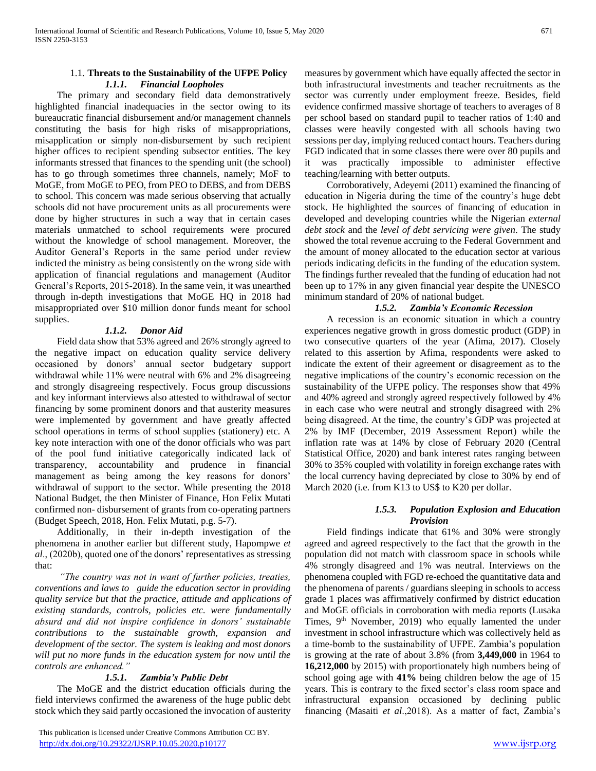## 1.1. Threats to the Sustainability of the UFPE Policy

### *1.1.1. Financial Loopholes*

The primary and secondary field data demonstratively highlighted financial inadequacies in the sector owing to its bureaucratic financial disbursement and/or management channels constituting the basis for high risks of misappropriations, misapplication or simply non-disbursement by such recipient higher offices to recipient spending subsector entities. The key informants stressed that finances to the spending unit (the school) has to go through sometimes three channels, namely; MoF to MoGE, from MoGE to PEO, from PEO to DEBS, and from DEBS to school. This concern was made serious observing that actually schools did not have procurement units as all procurements were done by higher structures in such a way that in certain cases materials unmatched to school requirements were procured without the knowledge of school management. Moreover, the Auditor General's Reports in the same period under review indicted the ministry as being consistently on the wrong side with application of financial regulations and management (Auditor General's Reports, 2015-2018). In the same vein, it was unearthed through in-depth investigations that MoGE HQ in 2018 had misappropriated over $10 million donor funds meant for school supplies.

### *1.1.2. Donor Aid*

Field data show that 53% agreed and 26% strongly agreed to the negative impact on education quality service delivery occasioned by donors' annual sector budgetary support withdrawal while 11% were neutral with 6% and 2% disagreeing and strongly disagreeing respectively. Focus group discussions and key informant interviews also attested to withdrawal of sector financing by some prominent donors and that austerity measures were implemented by government and have greatly affected school operations in terms of school supplies (stationery) etc. A key note interaction with one of the donor officials who was part of the pool fund initiative categorically indicated lack of transparency, accountability and prudence in financial management as being among the key reasons for donors' withdrawal of support to the sector. While presenting the 2018 National Budget, the then Minister of Finance, Hon Felix Mutati confirmed non- disbursement of grants from co-operating partners (Budget Speech, 2018, Hon. Felix Mutati, p.g. 5-7).

Additionally, in their in-depth investigation of the phenomena in another earlier but different study, Hapompwe *et al*., (2020b), quoted one of the donors' representatives as stressing that:

*"The country was not in want of further policies, treaties, conventions and laws to guide the education sector in providing quality service but that the practice, attitude and applications of existing standards, controls, policies etc. were fundamentally absurd and did not inspire confidence in donors' sustainable contributions to the sustainable growth, expansion and development of the sector. The system is leaking and most donors will put no more funds in the education system for now until the controls are enhanced."*

### *1.5.1. Zambia's Public Debt*

The MoGE and the district education officials during the field interviews confirmed the awareness of the huge public debt stock which they said partly occasioned the invocation of austerity measures by government which have equally affected the sector in both infrastructural investments and teacher recruitments as the sector was currently under employment freeze. Besides, field evidence confirmed massive shortage of teachers to averages of 8 per school based on standard pupil to teacher ratios of 1:40 and classes were heavily congested with all schools having two sessions per day, implying reduced contact hours. Teachers during FGD indicated that in some classes there were over 80 pupils and it was practically impossible to administer effective teaching/learning with better outputs.

Corroboratively, Adeyemi (2011) examined the financing of education in Nigeria during the time of the country's huge debt stock. He highlighted the sources of financing of education in developed and developing countries while the Nigerian *external debt stock* and the *level of debt servicing were given*. The study showed the total revenue accruing to the Federal Government and the amount of money allocated to the education sector at various periods indicating deficits in the funding of the education system. The findings further revealed that the funding of education had not been up to 17% in any given financial year despite the UNESCO minimum standard of 20% of national budget.

### *1.5.2. Zambia's Economic Recession*

A recession is an economic situation in which a country experiences negative growth in gross domestic product (GDP) in two consecutive quarters of the year (Afima, 2017). Closely related to this assertion by Afima, respondents were asked to indicate the extent of their agreement or disagreement as to the negative implications of the country's economic recession on the sustainability of the UFPE policy. The responses show that 49% and 40% agreed and strongly agreed respectively followed by 4% in each case who were neutral and strongly disagreed with 2% being disagreed. At the time, the country's GDP was projected at 2% by IMF (December, 2019 Assessment Report) while the inflation rate was at 14% by close of February 2020 (Central Statistical Office, 2020) and bank interest rates ranging between 30% to 35% coupled with volatility in foreign exchange rates with the local currency having depreciated by close to 30% by end of March 2020 (i.e. from K13 to US$ to K20 per dollar.

### *1.5.3. Population Explosion and Education Provision*

Field findings indicate that 61% and 30% were strongly agreed and agreed respectively to the fact that the growth in the population did not match with classroom space in schools while 4% strongly disagreed and 1% was neutral. Interviews on the phenomena coupled with FGD re-echoed the quantitative data and the phenomena of parents / guardians sleeping in schools to access grade 1 places was affirmatively confirmed by district education and MoGE officials in corroboration with media reports (Lusaka Times, 9th November, 2019) who equally lamented the under investment in school infrastructure which was collectively held as a time-bomb to the sustainability of UFPE. Zambia's population is growing at the rate of about 3.8% (from **3,449,000** in 1964 to **16,212,000** by 2015) with proportionately high numbers being of school going age with **41%** being children below the age of 15 years. This is contrary to the fixed sector's class room space and infrastructural expansion occasioned by declining public financing (Masaiti *et al*.,2018). As a matter of fact, Zambia's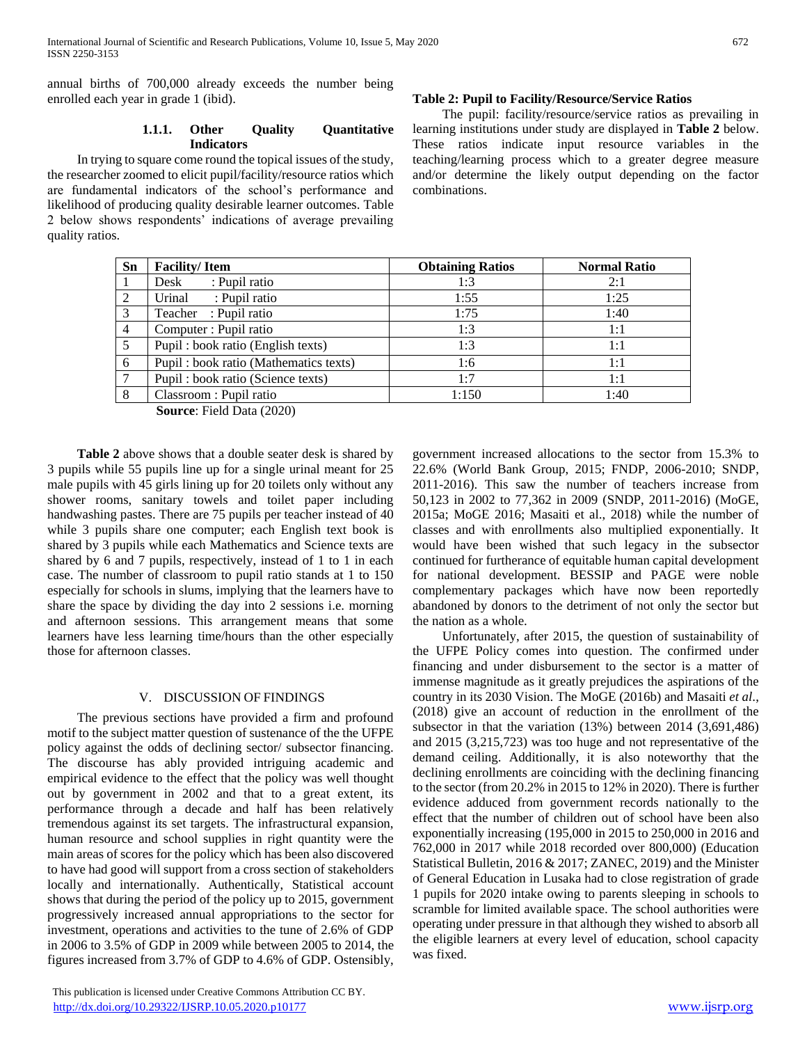annual births of 700,000 already exceeds the number being enrolled each year in grade 1 (ibid).

#### 1.1.1. Other Quality Quantitative Indicators

In trying to square come round the topical issues of the study, the researcher zoomed to elicit pupil/facility/resource ratios which are fundamental indicators of the school's performance and likelihood of producing quality desirable learner outcomes. Table 2 below shows respondents' indications of average prevailing quality ratios.

**Table 2: Pupil to Facility/Resource/Service Ratios**

The pupil: facility/resource/service ratios as prevailing in learning institutions under study are displayed in **Table 2** below. These ratios indicate input resource variables in the teaching/learning process which to a greater degree measure and/or determine the likely output depending on the factor combinations.

| Sn | Facility/ Item | Obtaining Ratios | Normal Ratio |
|---|---|---|---|
| 1 | Desk : Pupil ratio | 1:3 | 2:1 |
| 2 | Urinal : Pupil ratio | 1:55 | 1:25 |
| 3 | Teacher : Pupil ratio | 1:75 | 1:40 |
| 4 | Computer : Pupil ratio | 1:3 | 1:1 |
| 5 | Pupil : book ratio (English texts) | 1:3 | 1:1 |
| 6 | Pupil : book ratio (Mathematics texts) | 1:6 | 1:1 |
| 7 | Pupil : book ratio (Science texts) | 1:7 | 1:1 |
| 8 | Classroom : Pupil ratio | 1:150 | 1:40 |

**Source**: Field Data (2020)

**Table 2** above shows that a double seater desk is shared by 3 pupils while 55 pupils line up for a single urinal meant for 25 male pupils with 45 girls lining up for 20 toilets only without any shower rooms, sanitary towels and toilet paper including handwashing pastes. There are 75 pupils per teacher instead of 40 while 3 pupils share one computer; each English text book is shared by 3 pupils while each Mathematics and Science texts are shared by 6 and 7 pupils, respectively, instead of 1 to 1 in each case. The number of classroom to pupil ratio stands at 1 to 150 especially for schools in slums, implying that the learners have to share the space by dividing the day into 2 sessions i.e. morning and afternoon sessions. This arrangement means that some learners have less learning time/hours than the other especially those for afternoon classes.

## V. DISCUSSION OF FINDINGS

The previous sections have provided a firm and profound motif to the subject matter question of sustenance of the the UFPE policy against the odds of declining sector/ subsector financing. The discourse has ably provided intriguing academic and empirical evidence to the effect that the policy was well thought out by government in 2002 and that to a great extent, its performance through a decade and half has been relatively tremendous against its set targets. The infrastructural expansion, human resource and school supplies in right quantity were the main areas of scores for the policy which has been also discovered to have had good will support from a cross section of stakeholders locally and internationally. Authentically, Statistical account shows that during the period of the policy up to 2015, government progressively increased annual appropriations to the sector for investment, operations and activities to the tune of 2.6% of GDP in 2006 to 3.5% of GDP in 2009 while between 2005 to 2014, the figures increased from 3.7% of GDP to 4.6% of GDP. Ostensibly, government increased allocations to the sector from 15.3% to 22.6% (World Bank Group, 2015; FNDP, 2006-2010; SNDP, 2011-2016). This saw the number of teachers increase from 50,123 in 2002 to 77,362 in 2009 (SNDP, 2011-2016) (MoGE, 2015a; MoGE 2016; Masaiti et al., 2018) while the number of classes and with enrollments also multiplied exponentially. It would have been wished that such legacy in the subsector continued for furtherance of equitable human capital development for national development. BESSIP and PAGE were noble complementary packages which have now been reportedly abandoned by donors to the detriment of not only the sector but the nation as a whole.

Unfortunately, after 2015, the question of sustainability of the UFPE Policy comes into question. The confirmed under financing and under disbursement to the sector is a matter of immense magnitude as it greatly prejudices the aspirations of the country in its 2030 Vision. The MoGE (2016b) and Masaiti *et al.*, (2018) give an account of reduction in the enrollment of the subsector in that the variation (13%) between 2014 (3,691,486) and 2015 (3,215,723) was too huge and not representative of the demand ceiling. Additionally, it is also noteworthy that the declining enrollments are coinciding with the declining financing to the sector (from 20.2% in 2015 to 12% in 2020). There is further evidence adduced from government records nationally to the effect that the number of children out of school have been also exponentially increasing (195,000 in 2015 to 250,000 in 2016 and 762,000 in 2017 while 2018 recorded over 800,000) (Education Statistical Bulletin, 2016 & 2017; ZANEC, 2019) and the Minister of General Education in Lusaka had to close registration of grade 1 pupils for 2020 intake owing to parents sleeping in schools to scramble for limited available space. The school authorities were operating under pressure in that although they wished to absorb all the eligible learners at every level of education, school capacity was fixed.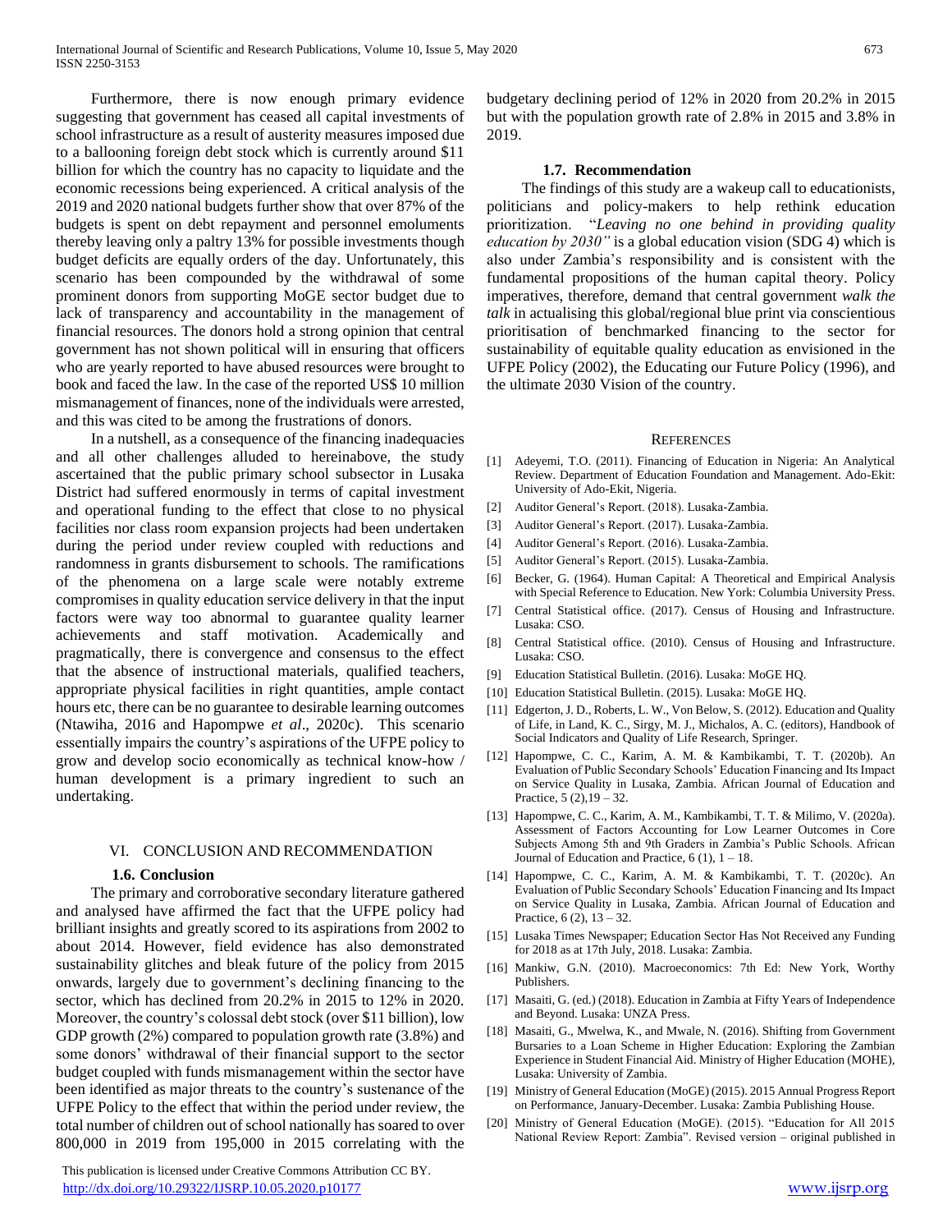Furthermore, there is now enough primary evidence suggesting that government has ceased all capital investments of school infrastructure as a result of austerity measures imposed due to a ballooning foreign debt stock which is currently around $11 billion for which the country has no capacity to liquidate and the economic recessions being experienced. A critical analysis of the 2019 and 2020 national budgets further show that over 87% of the budgets is spent on debt repayment and personnel emoluments thereby leaving only a paltry 13% for possible investments though budget deficits are equally orders of the day. Unfortunately, this scenario has been compounded by the withdrawal of some prominent donors from supporting MoGE sector budget due to lack of transparency and accountability in the management of financial resources. The donors hold a strong opinion that central government has not shown political will in ensuring that officers who are yearly reported to have abused resources were brought to book and faced the law. In the case of the reported US$ 10 million mismanagement of finances, none of the individuals were arrested, and this was cited to be among the frustrations of donors.

In a nutshell, as a consequence of the financing inadequacies and all other challenges alluded to hereinabove, the study ascertained that the public primary school subsector in Lusaka District had suffered enormously in terms of capital investment and operational funding to the effect that close to no physical facilities nor class room expansion projects had been undertaken during the period under review coupled with reductions and randomness in grants disbursement to schools. The ramifications of the phenomena on a large scale were notably extreme compromises in quality education service delivery in that the input factors were way too abnormal to guarantee quality learner achievements and staff motivation. Academically and pragmatically, there is convergence and consensus to the effect that the absence of instructional materials, qualified teachers, appropriate physical facilities in right quantities, ample contact hours etc, there can be no guarantee to desirable learning outcomes (Ntawiha, 2016 and Hapompwe *et al*., 2020c). This scenario essentially impairs the country's aspirations of the UFPE policy to grow and develop socio economically as technical know-how / human development is a primary ingredient to such an undertaking.

## VI. Conclusion and Recommendation

### 1.6. Conclusion

The primary and corroborative secondary literature gathered and analysed have affirmed the fact that the UFPE policy had brilliant insights and greatly scored to its aspirations from 2002 to about 2014. However, field evidence has also demonstrated sustainability glitches and bleak future of the policy from 2015 onwards, largely due to government's declining financing to the sector, which has declined from 20.2% in 2015 to 12% in 2020. Moreover, the country's colossal debt stock (over $11 billion), low GDP growth (2%) compared to population growth rate (3.8%) and some donors' withdrawal of their financial support to the sector budget coupled with funds mismanagement within the sector have been identified as major threats to the country's sustenance of the UFPE Policy to the effect that within the period under review, the total number of children out of school nationally has soared to over 800,000 in 2019 from 195,000 in 2015 correlating with the budgetary declining period of 12% in 2020 from 20.2% in 2015 but with the population growth rate of 2.8% in 2015 and 3.8% in 2019.

### 1.7. Recommendation

The findings of this study are a wakeup call to educationists, politicians and policy-makers to help rethink education prioritization. "*Leaving no one behind in providing quality education by 2030"* is a global education vision (SDG 4) which is also under Zambia's responsibility and is consistent with the fundamental propositions of the human capital theory. Policy imperatives, therefore, demand that central government *walk the talk* in actualising this global/regional blue print via conscientious prioritisation of benchmarked financing to the sector for sustainability of equitable quality education as envisioned in the UFPE Policy (2002), the Educating our Future Policy (1996), and the ultimate 2030 Vision of the country.

## References

[1] Adeyemi, T.O. (2011). Financing of Education in Nigeria: An Analytical Review. Department of Education Foundation and Management. Ado-Ekit: University of Ado-Ekit, Nigeria.

[2] Auditor General's Report. (2018). Lusaka-Zambia.

[3] Auditor General's Report. (2017). Lusaka-Zambia.

[4] Auditor General's Report. (2016). Lusaka-Zambia.

[5] Auditor General's Report. (2015). Lusaka-Zambia.

[6] Becker, G. (1964). Human Capital: A Theoretical and Empirical Analysis with Special Reference to Education. New York: Columbia University Press.

[7] Central Statistical office. (2017). Census of Housing and Infrastructure. Lusaka: CSO.

[8] Central Statistical office. (2010). Census of Housing and Infrastructure. Lusaka: CSO.

[9] Education Statistical Bulletin. (2016). Lusaka: MoGE HQ.

[10] Education Statistical Bulletin. (2015). Lusaka: MoGE HQ.

[11] Edgerton, J. D., Roberts, L. W., Von Below, S. (2012). Education and Quality of Life, in Land, K. C., Sirgy, M. J., Michalos, A. C. (editors), Handbook of Social Indicators and Quality of Life Research, Springer.

[12] Hapompwe, C. C., Karim, A. M. & Kambikambi, T. T. (2020b). An Evaluation of Public Secondary Schools' Education Financing and Its Impact on Service Quality in Lusaka, Zambia. African Journal of Education and Practice, 5 (2),19 – 32.

[13] Hapompwe, C. C., Karim, A. M., Kambikambi, T. T. & Milimo, V. (2020a). Assessment of Factors Accounting for Low Learner Outcomes in Core Subjects Among 5th and 9th Graders in Zambia's Public Schools. African Journal of Education and Practice, 6 (1), 1 – 18.

[14] Hapompwe, C. C., Karim, A. M. & Kambikambi, T. T. (2020c). An Evaluation of Public Secondary Schools' Education Financing and Its Impact on Service Quality in Lusaka, Zambia. African Journal of Education and Practice, 6 (2), 13 – 32.

[15] Lusaka Times Newspaper; Education Sector Has Not Received any Funding for 2018 as at 17th July, 2018. Lusaka: Zambia.

[16] Mankiw, G.N. (2010). Macroeconomics: 7th Ed: New York, Worthy Publishers.

[17] Masaiti, G. (ed.) (2018). Education in Zambia at Fifty Years of Independence and Beyond. Lusaka: UNZA Press.

[18] Masaiti, G., Mwelwa, K., and Mwale, N. (2016). Shifting from Government Bursaries to a Loan Scheme in Higher Education: Exploring the Zambian Experience in Student Financial Aid. Ministry of Higher Education (MOHE), Lusaka: University of Zambia.

[19] Ministry of General Education (MoGE) (2015). 2015 Annual Progress Report on Performance, January-December. Lusaka: Zambia Publishing House.

[20] Ministry of General Education. (MoGE). (2015). "Education for All 2015 National Review Report: Zambia". Revised version – original published in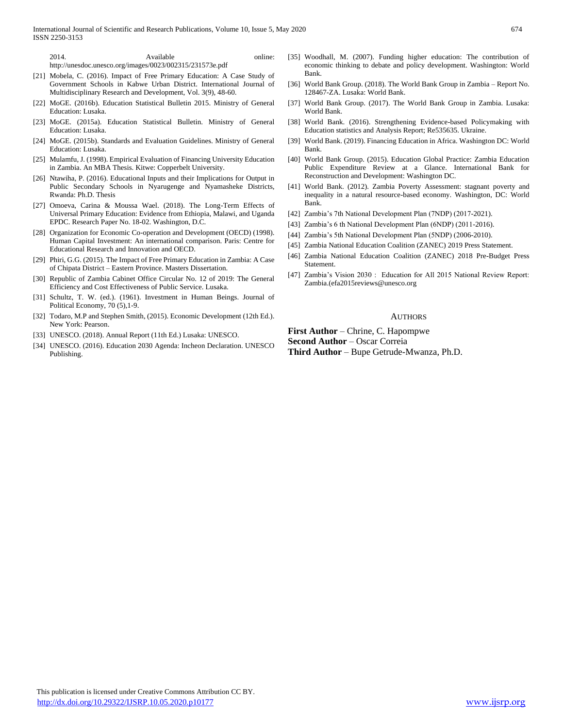2014. Available online: http://unesdoc.unesco.org/images/0023/002315/231573e.pdf

[21] Mobela, C. (2016). Impact of Free Primary Education: A Case Study of Government Schools in Kabwe Urban District. International Journal of Multidisciplinary Research and Development, Vol. 3(9), 48-60.

[22] MoGE. (2016b). Education Statistical Bulletin 2015. Ministry of General Education: Lusaka.

[23] MoGE. (2015a). Education Statistical Bulletin. Ministry of General Education: Lusaka.

[24] MoGE. (2015b). Standards and Evaluation Guidelines. Ministry of General Education: Lusaka.

[25] Mulamfu, J. (1998). Empirical Evaluation of Financing University Education in Zambia. An MBA Thesis. Kitwe: Copperbelt University.

[26] Ntawiha, P. (2016). Educational Inputs and their Implications for Output in Public Secondary Schools in Nyarugenge and Nyamasheke Districts, Rwanda: Ph.D. Thesis

[27] Omoeva, Carina & Moussa Wael. (2018). The Long-Term Effects of Universal Primary Education: Evidence from Ethiopia, Malawi, and Uganda EPDC. Research Paper No. 18-02. Washington, D.C.

[28] Organization for Economic Co-operation and Development (OECD) (1998). Human Capital Investment: An international comparison. Paris: Centre for Educational Research and Innovation and OECD.

[29] Phiri, G.G. (2015). The Impact of Free Primary Education in Zambia: A Case of Chipata District – Eastern Province. Masters Dissertation.

[30] Republic of Zambia Cabinet Office Circular No. 12 of 2019: The General Efficiency and Cost Effectiveness of Public Service. Lusaka.

[31] Schultz, T. W. (ed.). (1961). Investment in Human Beings. Journal of Political Economy, 70 (5),1-9.

[32] Todaro, M.P and Stephen Smith, (2015). Economic Development (12th Ed.). New York: Pearson.

[33] UNESCO. (2018). Annual Report (11th Ed.) Lusaka: UNESCO.

[34] UNESCO. (2016). Education 2030 Agenda: Incheon Declaration. UNESCO Publishing.

[35] Woodhall, M. (2007). Funding higher education: The contribution of economic thinking to debate and policy development. Washington: World Bank.

[36] World Bank Group. (2018). The World Bank Group in Zambia – Report No. 128467-ZA. Lusaka: World Bank.

[37] World Bank Group. (2017). The World Bank Group in Zambia. Lusaka: World Bank.

[38] World Bank. (2016). Strengthening Evidence-based Policymaking with Education statistics and Analysis Report; Re535635. Ukraine.

[39] World Bank. (2019). Financing Education in Africa. Washington DC: World Bank.

[40] World Bank Group. (2015). Education Global Practice: Zambia Education Public Expenditure Review at a Glance. International Bank for Reconstruction and Development: Washington DC.

[41] World Bank. (2012). Zambia Poverty Assessment: stagnant poverty and inequality in a natural resource-based economy. Washington, DC: World Bank.

[42] Zambia's 7th National Development Plan (7NDP) (2017-2021).

[43] Zambia's 6 th National Development Plan (6NDP) (2011-2016).

[44] Zambia's 5th National Development Plan (5NDP) (2006-2010).

[45] Zambia National Education Coalition (ZANEC) 2019 Press Statement.

[46] Zambia National Education Coalition (ZANEC) 2018 Pre-Budget Press Statement.

[47] Zambia's Vision 2030 : Education for All 2015 National Review Report: Zambia.(efa2015reviews@unesco.org

## AUTHORS

**First Author** – Chrine, C. Hapompwe
**Second Author** – Oscar Correia
**Third Author** – Bupe Getrude-Mwanza, Ph.D.